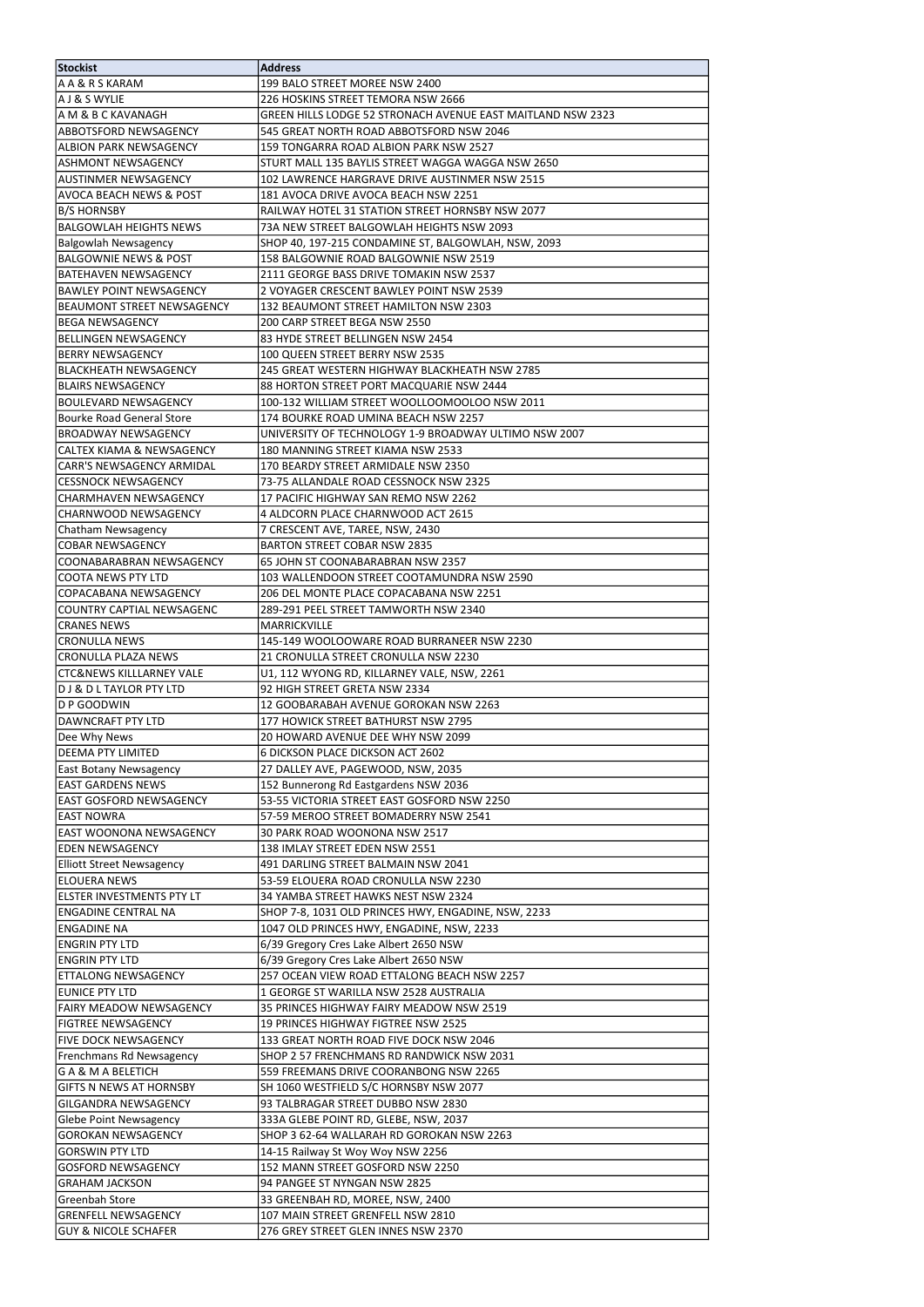| Stockist | Address |
|---|---|
| A A & R S KARAM | 199 BALO STREET MOREE NSW 2400 |
| A J & S WYLIE | 226 HOSKINS STREET TEMORA NSW 2666 |
| A M & B C KAVANAGH | GREEN HILLS LODGE 52 STRONACH AVENUE EAST MAITLAND NSW 2323 |
| ABBOTSFORD NEWSAGENCY | 545 GREAT NORTH ROAD ABBOTSFORD NSW 2046 |
| ALBION PARK NEWSAGENCY | 159 TONGARRA ROAD ALBION PARK NSW 2527 |
| ASHMONT NEWSAGENCY | STURT MALL 135 BAYLIS STREET WAGGA WAGGA NSW 2650 |
| AUSTINMER NEWSAGENCY | 102 LAWRENCE HARGRAVE DRIVE AUSTINMER NSW 2515 |
| AVOCA BEACH NEWS & POST | 181 AVOCA DRIVE AVOCA BEACH NSW 2251 |
| B/S HORNSBY | RAILWAY HOTEL 31 STATION STREET HORNSBY NSW 2077 |
| BALGOWLAH HEIGHTS NEWS | 73A NEW STREET BALGOWLAH HEIGHTS NSW 2093 |
| Balgowlah Newsagency | SHOP 40, 197-215 CONDAMINE ST, BALGOWLAH, NSW, 2093 |
| BALGOWNIE NEWS & POST | 158 BALGOWNIE ROAD BALGOWNIE NSW 2519 |
| BATEHAVEN NEWSAGENCY | 2111 GEORGE BASS DRIVE TOMAKIN NSW 2537 |
| BAWLEY POINT NEWSAGENCY | 2 VOYAGER CRESCENT BAWLEY POINT NSW 2539 |
| BEAUMONT STREET NEWSAGENCY | 132 BEAUMONT STREET HAMILTON NSW 2303 |
| BEGA NEWSAGENCY | 200 CARP STREET BEGA NSW 2550 |
| BELLINGEN NEWSAGENCY | 83 HYDE STREET BELLINGEN NSW 2454 |
| BERRY NEWSAGENCY | 100 QUEEN STREET BERRY NSW 2535 |
| BLACKHEATH NEWSAGENCY | 245 GREAT WESTERN HIGHWAY BLACKHEATH NSW 2785 |
| BLAIRS NEWSAGENCY | 88 HORTON STREET PORT MACQUARIE NSW 2444 |
| BOULEVARD NEWSAGENCY | 100-132 WILLIAM STREET WOOLLOOMOOLOO NSW 2011 |
| Bourke Road General Store | 174 BOURKE ROAD UMINA BEACH NSW 2257 |
| BROADWAY NEWSAGENCY | UNIVERSITY OF TECHNOLOGY 1-9 BROADWAY ULTIMO NSW 2007 |
| CALTEX KIAMA & NEWSAGENCY | 180 MANNING STREET KIAMA NSW 2533 |
| CARR'S NEWSAGENCY ARMIDAL | 170 BEARDY STREET ARMIDALE NSW 2350 |
| CESSNOCK NEWSAGENCY | 73-75 ALLANDALE ROAD CESSNOCK NSW 2325 |
| CHARMHAVEN NEWSAGENCY | 17 PACIFIC HIGHWAY SAN REMO NSW 2262 |
| CHARNWOOD NEWSAGENCY | 4 ALDCORN PLACE CHARNWOOD ACT 2615 |
| Chatham Newsagency | 7 CRESCENT AVE, TAREE, NSW, 2430 |
| COBAR NEWSAGENCY | BARTON STREET COBAR NSW 2835 |
| COONABARABRAN NEWSAGENCY | 65 JOHN ST COONABARABRAN NSW 2357 |
| COOTA NEWS PTY LTD | 103 WALLENDOON STREET COOTAMUNDRA NSW 2590 |
| COPACABANA NEWSAGENCY | 206 DEL MONTE PLACE COPACABANA NSW 2251 |
| COUNTRY CAPTIAL NEWSAGENC | 289-291 PEEL STREET TAMWORTH NSW 2340 |
| CRANES NEWS | MARRICKVILLE |
| CRONULLA NEWS | 145-149 WOOLOOWARE ROAD BURRANEER NSW 2230 |
| CRONULLA PLAZA NEWS | 21 CRONULLA STREET CRONULLA NSW 2230 |
| CTC&NEWS KILLLARNEY VALE | U1, 112 WYONG RD, KILLARNEY VALE, NSW, 2261 |
| D J & D L TAYLOR PTY LTD | 92 HIGH STREET GRETA NSW 2334 |
| D P GOODWIN | 12 GOOBARABAH AVENUE GOROKAN NSW 2263 |
| DAWNCRAFT PTY LTD | 177 HOWICK STREET BATHURST NSW 2795 |
| Dee Why News | 20 HOWARD AVENUE DEE WHY NSW 2099 |
| DEEMA PTY LIMITED | 6 DICKSON PLACE DICKSON ACT 2602 |
| East Botany Newsagency | 27 DALLEY AVE, PAGEWOOD, NSW, 2035 |
| EAST GARDENS NEWS | 152 Bunnerong Rd Eastgardens NSW 2036 |
| EAST GOSFORD NEWSAGENCY | 53-55 VICTORIA STREET EAST GOSFORD NSW 2250 |
| EAST NOWRA | 57-59 MEROO STREET BOMADERRY NSW 2541 |
| EAST WOONONA NEWSAGENCY | 30 PARK ROAD WOONONA NSW 2517 |
| EDEN NEWSAGENCY | 138 IMLAY STREET EDEN NSW 2551 |
| Elliott Street Newsagency | 491 DARLING STREET BALMAIN NSW 2041 |
| ELOUERA NEWS | 53-59 ELOUERA ROAD CRONULLA NSW 2230 |
| ELSTER INVESTMENTS PTY LT | 34 YAMBA STREET HAWKS NEST NSW 2324 |
| ENGADINE CENTRAL NA | SHOP 7-8, 1031 OLD PRINCES HWY, ENGADINE, NSW, 2233 |
| ENGADINE NA | 1047 OLD PRINCES HWY, ENGADINE, NSW, 2233 |
| ENGRIN PTY LTD | 6/39 Gregory Cres Lake Albert 2650 NSW |
| ENGRIN PTY LTD | 6/39 Gregory Cres Lake Albert 2650 NSW |
| ETTALONG NEWSAGENCY | 257 OCEAN VIEW ROAD ETTALONG BEACH NSW 2257 |
| EUNICE PTY LTD | 1 GEORGE ST WARILLA NSW 2528 AUSTRALIA |
| FAIRY MEADOW NEWSAGENCY | 35 PRINCES HIGHWAY FAIRY MEADOW NSW 2519 |
| FIGTREE NEWSAGENCY | 19 PRINCES HIGHWAY FIGTREE NSW 2525 |
| FIVE DOCK NEWSAGENCY | 133 GREAT NORTH ROAD FIVE DOCK NSW 2046 |
| Frenchmans Rd Newsagency | SHOP 2 57 FRENCHMANS RD RANDWICK NSW 2031 |
| G A & M A BELETICH | 559 FREEMANS DRIVE COORANBONG NSW 2265 |
| GIFTS N NEWS AT HORNSBY | SH 1060 WESTFIELD S/C HORNSBY NSW 2077 |
| GILGANDRA NEWSAGENCY | 93 TALBRAGAR STREET DUBBO NSW 2830 |
| Glebe Point Newsagency | 333A GLEBE POINT RD, GLEBE, NSW, 2037 |
| GOROKAN NEWSAGENCY | SHOP 3 62-64 WALLARAH RD GOROKAN NSW 2263 |
| GORSWIN PTY LTD | 14-15 Railway St Woy Woy NSW 2256 |
| GOSFORD NEWSAGENCY | 152 MANN STREET GOSFORD NSW 2250 |
| GRAHAM JACKSON | 94 PANGEE ST NYNGAN NSW 2825 |
| Greenbah Store | 33 GREENBAH RD, MOREE, NSW, 2400 |
| GRENFELL NEWSAGENCY | 107 MAIN STREET GRENFELL NSW 2810 |
| GUY & NICOLE SCHAFER | 276 GREY STREET GLEN INNES NSW 2370 |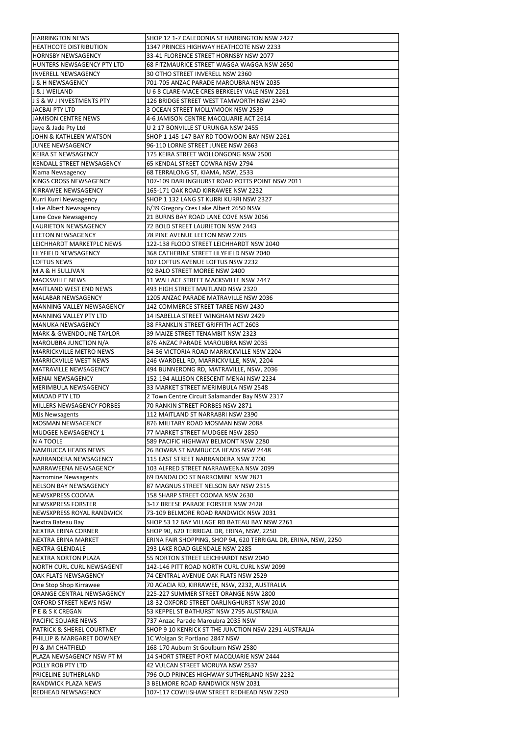| | |
|---|---|
| HARRINGTON NEWS | SHOP 12 1-7 CALEDONIA ST HARRINGTON NSW 2427 |
| HEATHCOTE DISTRIBUTION | 1347 PRINCES HIGHWAY HEATHCOTE NSW 2233 |
| HORNSBY NEWSAGENCY | 33-41 FLORENCE STREET HORNSBY NSW 2077 |
| HUNTERS NEWSAGENCY PTY LTD | 68 FITZMAURICE STREET WAGGA WAGGA NSW 2650 |
| INVERELL NEWSAGENCY | 30 OTHO STREET INVERELL NSW 2360 |
| J & H NEWSAGENCY | 701-705 ANZAC PARADE MAROUBRA NSW 2035 |
| J & J WEILAND | U 6 8 CLARE-MACE CRES BERKELEY VALE NSW 2261 |
| J S & W J INVESTMENTS PTY | 126 BRIDGE STREET WEST TAMWORTH NSW 2340 |
| JACBAI PTY LTD | 3 OCEAN STREET MOLLYMOOK NSW 2539 |
| JAMISON CENTRE NEWS | 4-6 JAMISON CENTRE MACQUARIE ACT 2614 |
| Jaye & Jade Pty Ltd | U 2 17 BONVILLE ST URUNGA NSW 2455 |
| JOHN & KATHLEEN WATSON | SHOP 1 145-147 BAY RD TOOWOON BAY NSW 2261 |
| JUNEE NEWSAGENCY | 96-110 LORNE STREET JUNEE NSW 2663 |
| KEIRA ST NEWSAGENCY | 175 KEIRA STREET WOLLONGONG NSW 2500 |
| KENDALL STREET NEWSAGENCY | 65 KENDAL STREET COWRA NSW 2794 |
| Kiama Newsagency | 68 TERRALONG ST, KIAMA, NSW, 2533 |
| KINGS CROSS NEWSAGENCY | 107-109 DARLINGHURST ROAD POTTS POINT NSW 2011 |
| KIRRAWEE NEWSAGENCY | 165-171 OAK ROAD KIRRAWEE NSW 2232 |
| Kurri Kurri Newsagency | SHOP 1 132 LANG ST KURRI KURRI NSW 2327 |
| Lake Albert Newsagency | 6/39 Gregory Cres Lake Albert 2650 NSW |
| Lane Cove Newsagency | 21 BURNS BAY ROAD LANE COVE NSW 2066 |
| LAURIETON NEWSAGENCY | 72 BOLD STREET LAURIETON NSW 2443 |
| LEETON NEWSAGENCY | 78 PINE AVENUE LEETON NSW 2705 |
| LEICHHARDT MARKETPLC NEWS | 122-138 FLOOD STREET LEICHHARDT NSW 2040 |
| LILYFIELD NEWSAGENCY | 368 CATHERINE STREET LILYFIELD NSW 2040 |
| LOFTUS NEWS | 107 LOFTUS AVENUE LOFTUS NSW 2232 |
| M A & H SULLIVAN | 92 BALO STREET MOREE NSW 2400 |
| MACKSVILLE NEWS | 11 WALLACE STREET MACKSVILLE NSW 2447 |
| MAITLAND WEST END NEWS | 493 HIGH STREET MAITLAND NSW 2320 |
| MALABAR NEWSAGENCY | 1205 ANZAC PARADE MATRAVILLE NSW 2036 |
| MANNING VALLEY NEWSAGENCY | 142 COMMERCE STREET TAREE NSW 2430 |
| MANNING VALLEY PTY LTD | 14 ISABELLA STREET WINGHAM NSW 2429 |
| MANUKA NEWSAGENCY | 38 FRANKLIN STREET GRIFFITH ACT 2603 |
| MARK & GWENDOLINE TAYLOR | 39 MAIZE STREET TENAMBIT NSW 2323 |
| MAROUBRA JUNCTION N/A | 876 ANZAC PARADE MAROUBRA NSW 2035 |
| MARRICKVILLE METRO NEWS | 34-36 VICTORIA ROAD MARRICKVILLE NSW 2204 |
| MARRICKVILLE WEST NEWS | 246 WARDELL RD, MARRICKVILLE, NSW, 2204 |
| MATRAVILLE NEWSAGENCY | 494 BUNNERONG RD, MATRAVILLE, NSW, 2036 |
| MENAI NEWSAGENCY | 152-194 ALLISON CRESCENT MENAI NSW 2234 |
| MERIMBULA NEWSAGENCY | 33 MARKET STREET MERIMBULA NSW 2548 |
| MIADAD PTY LTD | 2 Town Centre Circuit Salamander Bay NSW 2317 |
| MILLERS NEWSAGENCY FORBES | 70 RANKIN STREET FORBES NSW 2871 |
| MJs Newsagents | 112 MAITLAND ST NARRABRI NSW 2390 |
| MOSMAN NEWSAGENCY | 876 MILITARY ROAD MOSMAN NSW 2088 |
| MUDGEE NEWSAGENCY 1 | 77 MARKET STREET MUDGEE NSW 2850 |
| N A TOOLE | 589 PACIFIC HIGHWAY BELMONT NSW 2280 |
| NAMBUCCA HEADS NEWS | 26 BOWRA ST NAMBUCCA HEADS NSW 2448 |
| NARRANDERA NEWSAGENCY | 115 EAST STREET NARRANDERA NSW 2700 |
| NARRAWEENA NEWSAGENCY | 103 ALFRED STREET NARRAWEENA NSW 2099 |
| Narromine Newsagents | 69 DANDALOO ST NARROMINE NSW 2821 |
| NELSON BAY NEWSAGENCY | 87 MAGNUS STREET NELSON BAY NSW 2315 |
| NEWSXPRESS COOMA | 158 SHARP STREET COOMA NSW 2630 |
| NEWSXPRESS FORSTER | 3-17 BREESE PARADE FORSTER NSW 2428 |
| NEWSXPRESS ROYAL RANDWICK | 73-109 BELMORE ROAD RANDWICK NSW 2031 |
| Nextra Bateau Bay | SHOP 53 12 BAY VILLAGE RD BATEAU BAY NSW 2261 |
| NEXTRA ERINA CORNER | SHOP 90, 620 TERRIGAL DR, ERINA, NSW, 2250 |
| NEXTRA ERINA MARKET | ERINA FAIR SHOPPING, SHOP 94, 620 TERRIGAL DR, ERINA, NSW, 2250 |
| NEXTRA GLENDALE | 293 LAKE ROAD GLENDALE NSW 2285 |
| NEXTRA NORTON PLAZA | 55 NORTON STREET LEICHHARDT NSW 2040 |
| NORTH CURL CURL NEWSAGENT | 142-146 PITT ROAD NORTH CURL CURL NSW 2099 |
| OAK FLATS NEWSAGENCY | 74 CENTRAL AVENUE OAK FLATS NSW 2529 |
| One Stop Shop Kirrawee | 70 ACACIA RD, KIRRAWEE, NSW, 2232, AUSTRALIA |
| ORANGE CENTRAL NEWSAGENCY | 225-227 SUMMER STREET ORANGE NSW 2800 |
| OXFORD STREET NEWS NSW | 18-32 OXFORD STREET DARLINGHURST NSW 2010 |
| P E & S K CREGAN | 53 KEPPEL ST BATHURST NSW 2795 AUSTRALIA |
| PACIFIC SQUARE NEWS | 737 Anzac Parade Maroubra 2035 NSW |
| PATRICK & SHEREL COURTNEY | SHOP 9 10 KENRICK ST THE JUNCTION NSW 2291 AUSTRALIA |
| PHILLIP & MARGARET DOWNEY | 1C Wolgan St Portland 2847 NSW |
| PJ & JM CHATFIELD | 168-170 Auburn St Goulburn NSW 2580 |
| PLAZA NEWSAGENCY NSW PT M | 14 SHORT STREET PORT MACQUARIE NSW 2444 |
| POLLY ROB PTY LTD | 42 VULCAN STREET MORUYA NSW 2537 |
| PRICELINE SUTHERLAND | 796 OLD PRINCES HIGHWAY SUTHERLAND NSW 2232 |
| RANDWICK PLAZA NEWS | 3 BELMORE ROAD RANDWICK NSW 2031 |
| REDHEAD NEWSAGENCY | 107-117 COWLISHAW STREET REDHEAD NSW 2290 |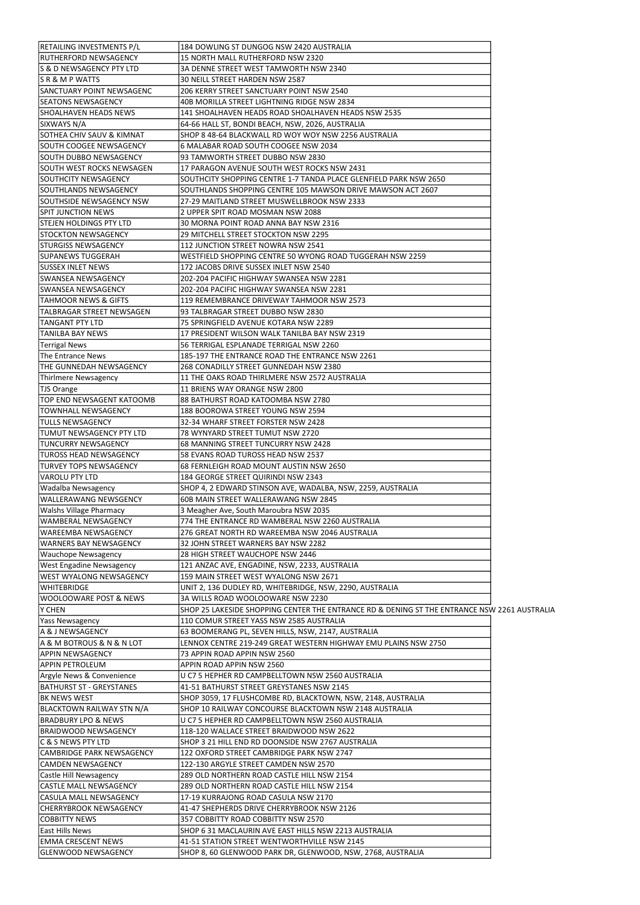| | |
|---|---|
| RETAILING INVESTMENTS P/L | 184 DOWLING ST DUNGOG NSW 2420 AUSTRALIA |
| RUTHERFORD NEWSAGENCY | 15 NORTH MALL RUTHERFORD NSW 2320 |
| S & D NEWSAGENCY PTY LTD | 3A DENNE STREET WEST TAMWORTH NSW 2340 |
| S R & M P WATTS | 30 NEILL STREET HARDEN NSW 2587 |
| SANCTUARY POINT NEWSAGENC | 206 KERRY STREET SANCTUARY POINT NSW 2540 |
| SEATONS NEWSAGENCY | 40B MORILLA STREET LIGHTNING RIDGE NSW 2834 |
| SHOALHAVEN HEADS NEWS | 141 SHOALHAVEN HEADS ROAD SHOALHAVEN HEADS NSW 2535 |
| SIXWAYS N/A | 64-66 HALL ST, BONDI BEACH, NSW, 2026, AUSTRALIA |
| SOTHEA CHIV SAUV & KIMNAT | SHOP 8 48-64 BLACKWALL RD WOY WOY NSW 2256 AUSTRALIA |
| SOUTH COOGEE NEWSAGENCY | 6 MALABAR ROAD SOUTH COOGEE NSW 2034 |
| SOUTH DUBBO NEWSAGENCY | 93 TAMWORTH STREET DUBBO NSW 2830 |
| SOUTH WEST ROCKS NEWSAGEN | 17 PARAGON AVENUE SOUTH WEST ROCKS NSW 2431 |
| SOUTHCITY NEWSAGENCY | SOUTHCITY SHOPPING CENTRE 1-7 TANDA PLACE GLENFIELD PARK NSW 2650 |
| SOUTHLANDS NEWSAGENCY | SOUTHLANDS SHOPPING CENTRE 105 MAWSON DRIVE MAWSON ACT 2607 |
| SOUTHSIDE NEWSAGENCY NSW | 27-29 MAITLAND STREET MUSWELLBROOK NSW 2333 |
| SPIT JUNCTION NEWS | 2 UPPER SPIT ROAD MOSMAN NSW 2088 |
| STEJEN HOLDINGS PTY LTD | 30 MORNA POINT ROAD ANNA BAY NSW 2316 |
| STOCKTON NEWSAGENCY | 29 MITCHELL STREET STOCKTON NSW 2295 |
| STURGISS NEWSAGENCY | 112 JUNCTION STREET NOWRA NSW 2541 |
| SUPANEWS TUGGERAH | WESTFIELD SHOPPING CENTRE 50 WYONG ROAD TUGGERAH NSW 2259 |
| SUSSEX INLET NEWS | 172 JACOBS DRIVE SUSSEX INLET NSW 2540 |
| SWANSEA NEWSAGENCY | 202-204 PACIFIC HIGHWAY SWANSEA NSW 2281 |
| SWANSEA NEWSAGENCY | 202-204 PACIFIC HIGHWAY SWANSEA NSW 2281 |
| TAHMOOR NEWS & GIFTS | 119 REMEMBRANCE DRIVEWAY TAHMOOR NSW 2573 |
| TALBRAGAR STREET NEWSAGEN | 93 TALBRAGAR STREET DUBBO NSW 2830 |
| TANGANT PTY LTD | 75 SPRINGFIELD AVENUE KOTARA NSW 2289 |
| TANILBA BAY NEWS | 17 PRESIDENT WILSON WALK TANILBA BAY NSW 2319 |
| Terrigal News | 56 TERRIGAL ESPLANADE TERRIGAL NSW 2260 |
| The Entrance News | 185-197 THE ENTRANCE ROAD THE ENTRANCE NSW 2261 |
| THE GUNNEDAH NEWSAGENCY | 268 CONADILLY STREET GUNNEDAH NSW 2380 |
| Thirlmere Newsagency | 11 THE OAKS ROAD THIRLMERE NSW 2572 AUSTRALIA |
| TJS Orange | 11 BRIENS WAY ORANGE NSW 2800 |
| TOP END NEWSAGENT KATOOMB | 88 BATHURST ROAD KATOOMBA NSW 2780 |
| TOWNHALL NEWSAGENCY | 188 BOOROWA STREET YOUNG NSW 2594 |
| TULLS NEWSAGENCY | 32-34 WHARF STREET FORSTER NSW 2428 |
| TUMUT NEWSAGENCY PTY LTD | 78 WYNYARD STREET TUMUT NSW 2720 |
| TUNCURRY NEWSAGENCY | 68 MANNING STREET TUNCURRY NSW 2428 |
| TUROSS HEAD NEWSAGENCY | 58 EVANS ROAD TUROSS HEAD NSW 2537 |
| TURVEY TOPS NEWSAGENCY | 68 FERNLEIGH ROAD MOUNT AUSTIN NSW 2650 |
| VAROLU PTY LTD | 184 GEORGE STREET QUIRINDI NSW 2343 |
| Wadalba Newsagency | SHOP 4, 2 EDWARD STINSON AVE, WADALBA, NSW, 2259, AUSTRALIA |
| WALLERAWANG NEWSGENCY | 60B MAIN STREET WALLERAWANG NSW 2845 |
| Walshs Village Pharmacy | 3 Meagher Ave, South Maroubra NSW 2035 |
| WAMBERAL NEWSAGENCY | 774 THE ENTRANCE RD WAMBERAL NSW 2260 AUSTRALIA |
| WAREEMBA NEWSAGENCY | 276 GREAT NORTH RD WAREEMBA NSW 2046 AUSTRALIA |
| WARNERS BAY NEWSAGENCY | 32 JOHN STREET WARNERS BAY NSW 2282 |
| Wauchope Newsagency | 28 HIGH STREET WAUCHOPE NSW 2446 |
| West Engadine Newsagency | 121 ANZAC AVE, ENGADINE, NSW, 2233, AUSTRALIA |
| WEST WYALONG NEWSAGENCY | 159 MAIN STREET WEST WYALONG NSW 2671 |
| WHITEBRIDGE | UNIT 2, 136 DUDLEY RD, WHITEBRIDGE, NSW, 2290, AUSTRALIA |
| WOOLOOWARE POST & NEWS | 3A WILLS ROAD WOOLOOWARE NSW 2230 |
| Y CHEN | SHOP 25 LAKESIDE SHOPPING CENTER THE ENTRANCE RD & DENING ST THE ENTRANCE NSW 2261 AUSTRALIA |
| Yass Newsagency | 110 COMUR STREET YASS NSW 2585 AUSTRALIA |
| A & J NEWSAGENCY | 63 BOOMERANG PL, SEVEN HILLS, NSW, 2147, AUSTRALIA |
| A & M BOTROUS & N & N LOT | LENNOX CENTRE 219-249 GREAT WESTERN HIGHWAY EMU PLAINS NSW 2750 |
| APPIN NEWSAGENCY | 73 APPIN ROAD APPIN NSW 2560 |
| APPIN PETROLEUM | APPIN ROAD APPIN NSW 2560 |
| Argyle News & Convenience | U C7 5 HEPHER RD CAMPBELLTOWN NSW 2560 AUSTRALIA |
| BATHURST ST - GREYSTANES | 41-51 BATHURST STREET GREYSTANES NSW 2145 |
| BK NEWS WEST | SHOP 3059, 17 FLUSHCOMBE RD, BLACKTOWN, NSW, 2148, AUSTRALIA |
| BLACKTOWN RAILWAY STN N/A | SHOP 10 RAILWAY CONCOURSE BLACKTOWN NSW 2148 AUSTRALIA |
| BRADBURY LPO & NEWS | U C7 5 HEPHER RD CAMPBELLTOWN NSW 2560 AUSTRALIA |
| BRAIDWOOD NEWSAGENCY | 118-120 WALLACE STREET BRAIDWOOD NSW 2622 |
| C & S NEWS PTY LTD | SHOP 3 21 HILL END RD DOONSIDE NSW 2767 AUSTRALIA |
| CAMBRIDGE PARK NEWSAGENCY | 122 OXFORD STREET CAMBRIDGE PARK NSW 2747 |
| CAMDEN NEWSAGENCY | 122-130 ARGYLE STREET CAMDEN NSW 2570 |
| Castle Hill Newsagency | 289 OLD NORTHERN ROAD CASTLE HILL NSW 2154 |
| CASTLE MALL NEWSAGENCY | 289 OLD NORTHERN ROAD CASTLE HILL NSW 2154 |
| CASULA MALL NEWSAGENCY | 17-19 KURRAJONG ROAD CASULA NSW 2170 |
| CHERRYBROOK NEWSAGENCY | 41-47 SHEPHERDS DRIVE CHERRYBROOK NSW 2126 |
| COBBITTY NEWS | 357 COBBITTY ROAD COBBITTY NSW 2570 |
| East Hills News | SHOP 6 31 MACLAURIN AVE EAST HILLS NSW 2213 AUSTRALIA |
| EMMA CRESCENT NEWS | 41-51 STATION STREET WENTWORTHVILLE NSW 2145 |
| GLENWOOD NEWSAGENCY | SHOP 8, 60 GLENWOOD PARK DR, GLENWOOD, NSW, 2768, AUSTRALIA |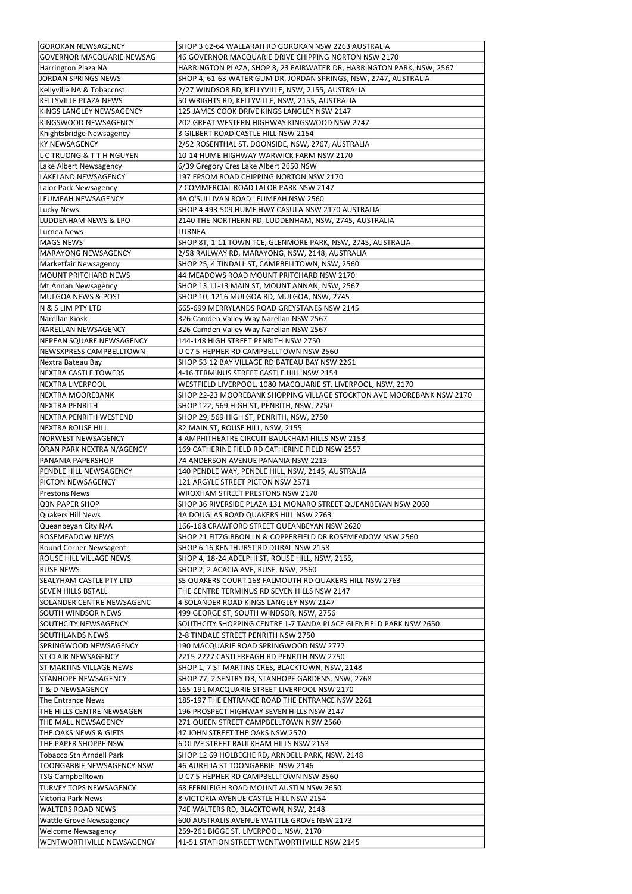| | |
|---|---|
| GOROKAN NEWSAGENCY | SHOP 3 62-64 WALLARAH RD GOROKAN NSW 2263 AUSTRALIA |
| GOVERNOR MACQUARIE NEWSAG | 46 GOVERNOR MACQUARIE DRIVE CHIPPING NORTON NSW 2170 |
| Harrington Plaza NA | HARRINGTON PLAZA, SHOP 8, 23 FAIRWATER DR, HARRINGTON PARK, NSW, 2567 |
| JORDAN SPRINGS NEWS | SHOP 4, 61-63 WATER GUM DR, JORDAN SPRINGS, NSW, 2747, AUSTRALIA |
| Kellyville NA & Tobaccnst | 2/27 WINDSOR RD, KELLYVILLE, NSW, 2155, AUSTRALIA |
| KELLYVILLE PLAZA NEWS | 50 WRIGHTS RD, KELLYVILLE, NSW, 2155, AUSTRALIA |
| KINGS LANGLEY NEWSAGENCY | 125 JAMES COOK DRIVE KINGS LANGLEY NSW 2147 |
| KINGSWOOD NEWSAGENCY | 202 GREAT WESTERN HIGHWAY KINGSWOOD NSW 2747 |
| Knightsbridge Newsagency | 3 GILBERT ROAD CASTLE HILL NSW 2154 |
| KY NEWSAGENCY | 2/52 ROSENTHAL ST, DOONSIDE, NSW, 2767, AUSTRALIA |
| L C TRUONG & T T H NGUYEN | 10-14 HUME HIGHWAY WARWICK FARM NSW 2170 |
| Lake Albert Newsagency | 6/39 Gregory Cres Lake Albert 2650 NSW |
| LAKELAND NEWSAGENCY | 197 EPSOM ROAD CHIPPING NORTON NSW 2170 |
| Lalor Park Newsagency | 7 COMMERCIAL ROAD LALOR PARK NSW 2147 |
| LEUMEAH NEWSAGENCY | 4A O'SULLIVAN ROAD LEUMEAH NSW 2560 |
| Lucky News | SHOP 4 493-509 HUME HWY CASULA NSW 2170 AUSTRALIA |
| LUDDENHAM NEWS & LPO | 2140 THE NORTHERN RD, LUDDENHAM, NSW, 2745, AUSTRALIA |
| Lurnea News | LURNEA |
| MAGS NEWS | SHOP 8T, 1-11 TOWN TCE, GLENMORE PARK, NSW, 2745, AUSTRALIA |
| MARAYONG NEWSAGENCY | 2/58 RAILWAY RD, MARAYONG, NSW, 2148, AUSTRALIA |
| Marketfair Newsagency | SHOP 25, 4 TINDALL ST, CAMPBELLTOWN, NSW, 2560 |
| MOUNT PRITCHARD NEWS | 44 MEADOWS ROAD MOUNT PRITCHARD NSW 2170 |
| Mt Annan Newsagency | SHOP 13 11-13 MAIN ST, MOUNT ANNAN, NSW, 2567 |
| MULGOA NEWS & POST | SHOP 10, 1216 MULGOA RD, MULGOA, NSW, 2745 |
| N & S LIM PTY LTD | 665-699 MERRYLANDS ROAD GREYSTANES NSW 2145 |
| Narellan Kiosk | 326 Camden Valley Way Narellan NSW 2567 |
| NARELLAN NEWSAGENCY | 326 Camden Valley Way Narellan NSW 2567 |
| NEPEAN SQUARE NEWSAGENCY | 144-148 HIGH STREET PENRITH NSW 2750 |
| NEWSXPRESS CAMPBELLTOWN | U C7 5 HEPHER RD CAMPBELLTOWN NSW 2560 |
| Nextra Bateau Bay | SHOP 53 12 BAY VILLAGE RD BATEAU BAY NSW 2261 |
| NEXTRA CASTLE TOWERS | 4-16 TERMINUS STREET CASTLE HILL NSW 2154 |
| NEXTRA LIVERPOOL | WESTFIELD LIVERPOOL, 1080 MACQUARIE ST, LIVERPOOL, NSW, 2170 |
| NEXTRA MOOREBANK | SHOP 22-23 MOOREBANK SHOPPING VILLAGE STOCKTON AVE MOOREBANK NSW 2170 |
| NEXTRA PENRITH | SHOP 122, 569 HIGH ST, PENRITH, NSW, 2750 |
| NEXTRA PENRITH WESTEND | SHOP 29, 569 HIGH ST, PENRITH, NSW, 2750 |
| NEXTRA ROUSE HILL | 82 MAIN ST, ROUSE HILL, NSW, 2155 |
| NORWEST NEWSAGENCY | 4 AMPHITHEATRE CIRCUIT BAULKHAM HILLS NSW 2153 |
| ORAN PARK NEXTRA N/AGENCY | 169 CATHERINE FIELD RD CATHERINE FIELD NSW 2557 |
| PANANIA PAPERSHOP | 74 ANDERSON AVENUE PANANIA NSW 2213 |
| PENDLE HILL NEWSAGENCY | 140 PENDLE WAY, PENDLE HILL, NSW, 2145, AUSTRALIA |
| PICTON NEWSAGENCY | 121 ARGYLE STREET PICTON NSW 2571 |
| Prestons News | WROXHAM STREET PRESTONS NSW 2170 |
| QBN PAPER SHOP | SHOP 36 RIVERSIDE PLAZA 131 MONARO STREET QUEANBEYAN NSW 2060 |
| Quakers Hill News | 4A DOUGLAS ROAD QUAKERS HILL NSW 2763 |
| Queanbeyan City N/A | 166-168 CRAWFORD STREET QUEANBEYAN NSW 2620 |
| ROSEMEADOW NEWS | SHOP 21 FITZGIBBON LN & COPPERFIELD DR ROSEMEADOW NSW 2560 |
| Round Corner Newsagent | SHOP 6 16 KENTHURST RD DURAL NSW 2158 |
| ROUSE HILL VILLAGE NEWS | SHOP 4, 18-24 ADELPHI ST, ROUSE HILL, NSW, 2155, |
| RUSE NEWS | SHOP 2, 2 ACACIA AVE, RUSE, NSW, 2560 |
| SEALYHAM CASTLE PTY LTD | S5 QUAKERS COURT 168 FALMOUTH RD QUAKERS HILL NSW 2763 |
| SEVEN HILLS BSTALL | THE CENTRE TERMINUS RD SEVEN HILLS NSW 2147 |
| SOLANDER CENTRE NEWSAGENC | 4 SOLANDER ROAD KINGS LANGLEY NSW 2147 |
| SOUTH WINDSOR NEWS | 499 GEORGE ST, SOUTH WINDSOR, NSW, 2756 |
| SOUTHCITY NEWSAGENCY | SOUTHCITY SHOPPING CENTRE 1-7 TANDA PLACE GLENFIELD PARK NSW 2650 |
| SOUTHLANDS NEWS | 2-8 TINDALE STREET PENRITH NSW 2750 |
| SPRINGWOOD NEWSAGENCY | 190 MACQUARIE ROAD SPRINGWOOD NSW 2777 |
| ST CLAIR NEWSAGENCY | 2215-2227 CASTLEREAGH RD PENRITH NSW 2750 |
| ST MARTINS VILLAGE NEWS | SHOP 1, 7 ST MARTINS CRES, BLACKTOWN, NSW, 2148 |
| STANHOPE NEWSAGENCY | SHOP 77, 2 SENTRY DR, STANHOPE GARDENS, NSW, 2768 |
| T & D NEWSAGENCY | 165-191 MACQUARIE STREET LIVERPOOL NSW 2170 |
| The Entrance News | 185-197 THE ENTRANCE ROAD THE ENTRANCE NSW 2261 |
| THE HILLS CENTRE NEWSAGEN | 196 PROSPECT HIGHWAY SEVEN HILLS NSW 2147 |
| THE MALL NEWSAGENCY | 271 QUEEN STREET CAMPBELLTOWN NSW 2560 |
| THE OAKS NEWS & GIFTS | 47 JOHN STREET THE OAKS NSW 2570 |
| THE PAPER SHOPPE NSW | 6 OLIVE STREET BAULKHAM HILLS NSW 2153 |
| Tobacco Stn Arndell Park | SHOP 12 69 HOLBECHE RD, ARNDELL PARK, NSW, 2148 |
| TOONGABBIE NEWSAGENCY NSW | 46 AURELIA ST TOONGABBIE NSW 2146 |
| TSG Campbelltown | U C7 5 HEPHER RD CAMPBELLTOWN NSW 2560 |
| TURVEY TOPS NEWSAGENCY | 68 FERNLEIGH ROAD MOUNT AUSTIN NSW 2650 |
| Victoria Park News | 8 VICTORIA AVENUE CASTLE HILL NSW 2154 |
| WALTERS ROAD NEWS | 74E WALTERS RD, BLACKTOWN, NSW, 2148 |
| Wattle Grove Newsagency | 600 AUSTRALIS AVENUE WATTLE GROVE NSW 2173 |
| Welcome Newsagency | 259-261 BIGGE ST, LIVERPOOL, NSW, 2170 |
| WENTWORTHVILLE NEWSAGENCY | 41-51 STATION STREET WENTWORTHVILLE NSW 2145 |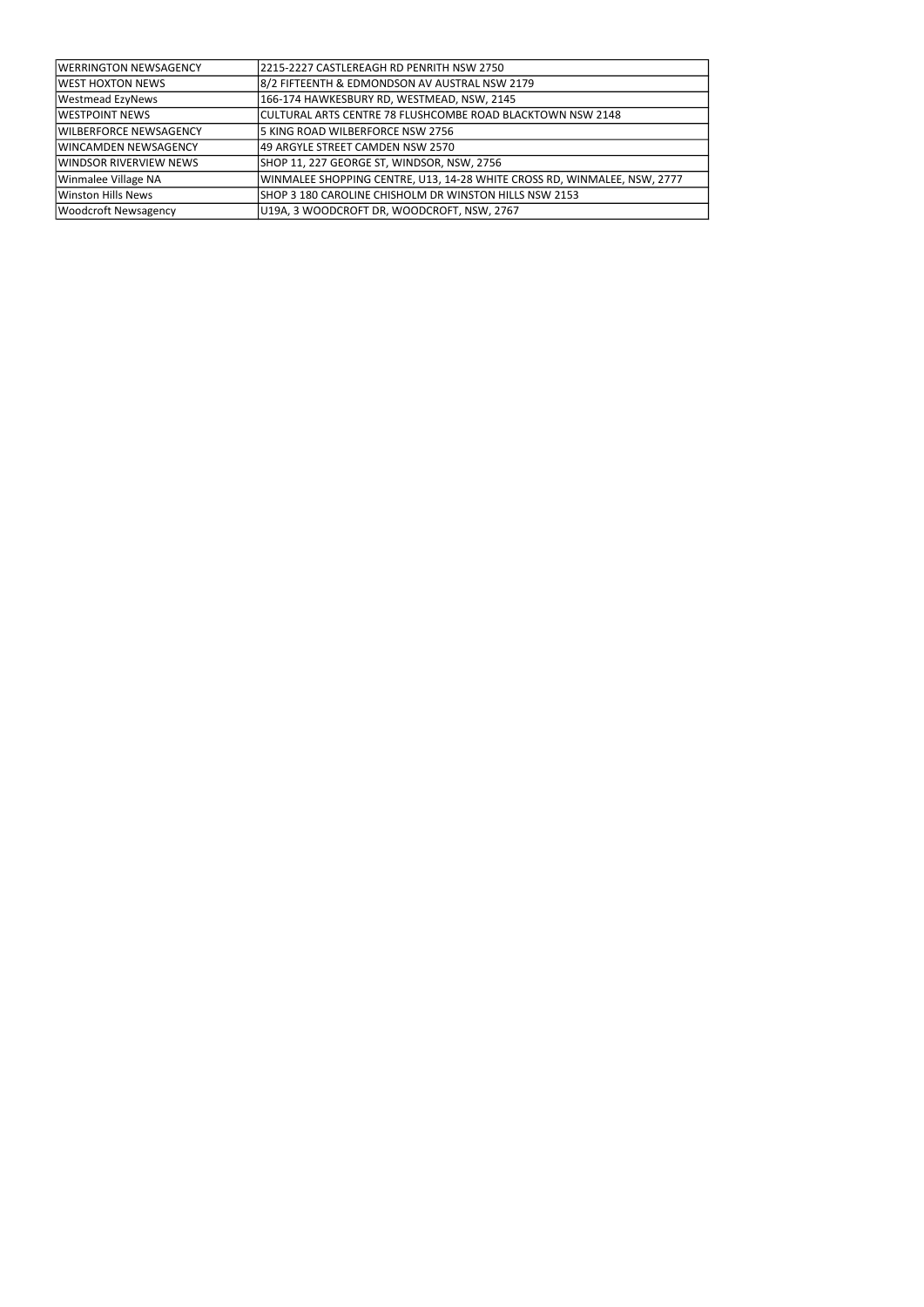| | |
|---|---|
| WERRINGTON NEWSAGENCY | 2215-2227 CASTLEREAGH RD PENRITH NSW 2750 |
| WEST HOXTON NEWS | 8/2 FIFTEENTH & EDMONDSON AV AUSTRAL NSW 2179 |
| Westmead EzyNews | 166-174 HAWKESBURY RD, WESTMEAD, NSW, 2145 |
| WESTPOINT NEWS | CULTURAL ARTS CENTRE 78 FLUSHCOMBE ROAD BLACKTOWN NSW 2148 |
| WILBERFORCE NEWSAGENCY | 5 KING ROAD WILBERFORCE NSW 2756 |
| WINCAMDEN NEWSAGENCY | 49 ARGYLE STREET CAMDEN NSW 2570 |
| WINDSOR RIVERVIEW NEWS | SHOP 11, 227 GEORGE ST, WINDSOR, NSW, 2756 |
| Winmalee Village NA | WINMALEE SHOPPING CENTRE, U13, 14-28 WHITE CROSS RD, WINMALEE, NSW, 2777 |
| Winston Hills News | SHOP 3 180 CAROLINE CHISHOLM DR WINSTON HILLS NSW 2153 |
| Woodcroft Newsagency | U19A, 3 WOODCROFT DR, WOODCROFT, NSW, 2767 |